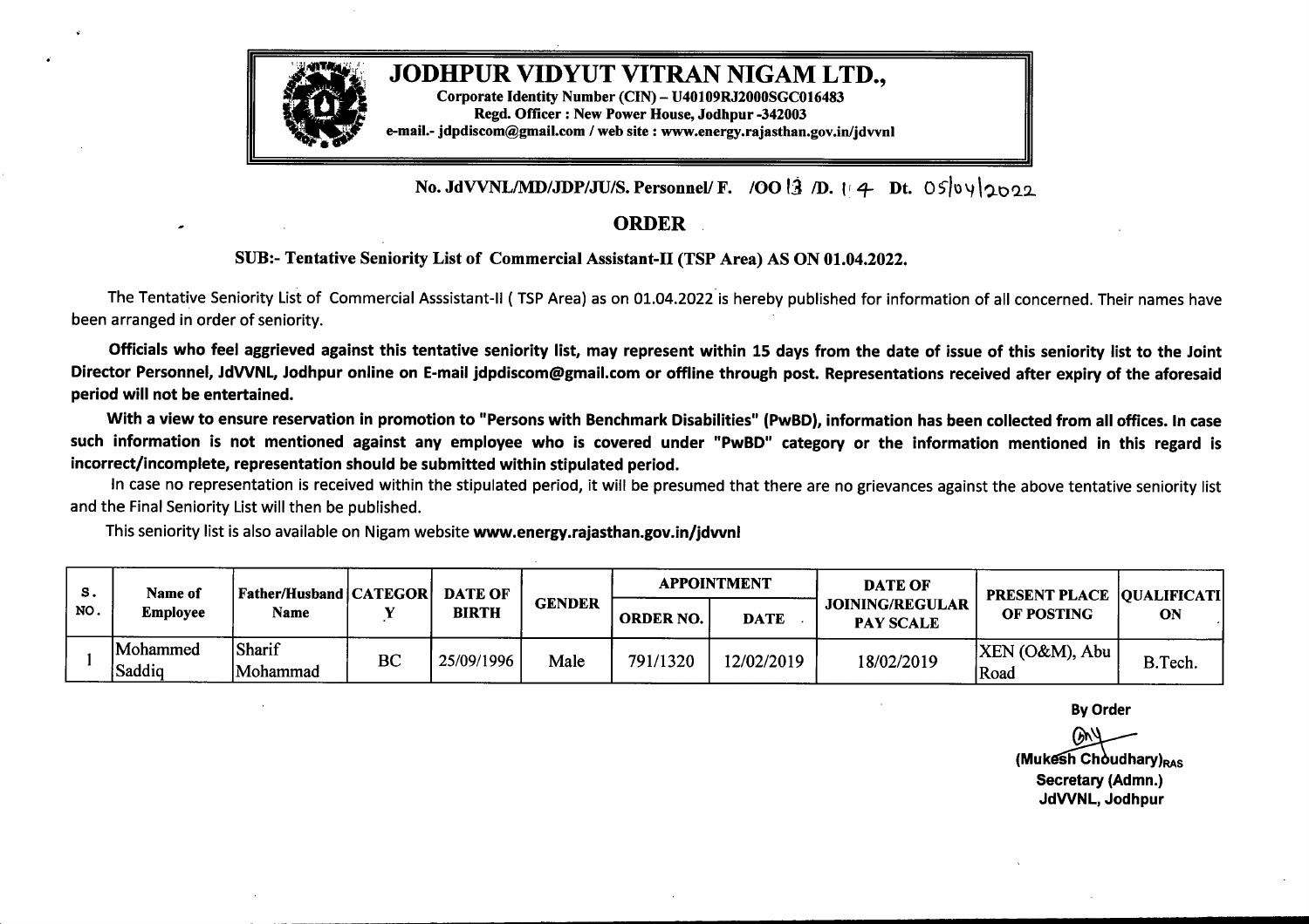# JODHPUR VIDYUT VITRAN NIGAM LTD.,

**Corporate Identity Number (CIN) – U40109RJ2000SGC016483**
**Regd. Officer : New Power House, Jodhpur -342003**
**e-mail.- jdpdiscom@gmail.com / web site : www.energy.rajasthan.gov.in/jdvvnl**

**No. JdVVNL/MD/JDP/JU/S. Personnel/ F. /OO 13 /D. 14 Dt. 05/04/2022**

## ORDER

**SUB:- Tentative Seniority List of Commercial Assistant-II (TSP Area) AS ON 01.04.2022.**

The Tentative Seniority List of Commercial Asssistant-II ( TSP Area) as on 01.04.2022 is hereby published for information of all concerned. Their names have been arranged in order of seniority.

**Officials who feel aggrieved against this tentative seniority list, may represent within 15 days from the date of issue of this seniority list to the Joint Director Personnel, JdVVNL, Jodhpur online on E-mail jdpdiscom@gmail.com or offline through post. Representations received after expiry of the aforesaid period will not be entertained.**

**With a view to ensure reservation in promotion to "Persons with Benchmark Disabilities" (PwBD), information has been collected from all offices. In case such information is not mentioned against any employee who is covered under "PwBD" category or the information mentioned in this regard is incorrect/incomplete, representation should be submitted within stipulated period.**

In case no representation is received within the stipulated period, it will be presumed that there are no grievances against the above tentative seniority list and the Final Seniority List will then be published.

This seniority list is also available on Nigam website **www.energy.rajasthan.gov.in/jdvvnl**

| S. NO. | Name of Employee | Father/Husband Name | CATEGORY | DATE OF BIRTH | GENDER | APPOINTMENT | | DATE OF JOINING/REGULAR PAY SCALE | PRESENT PLACE OF POSTING | QUALIFICATION |
|---|---|---|---|---|---|---|---|---|---|---|
| | | | | | | ORDER NO. | DATE | | | |
| 1 | Mohammed Saddiq | Sharif Mohammad | BC | 25/09/1996 | Male | 791/1320 | 12/02/2019 | 18/02/2019 | XEN (O&M), Abu Road | B.Tech. |

**By Order**

**(Mukesh Choudhary)RAS**
**Secretary (Admn.)**
**JdVVNL, Jodhpur**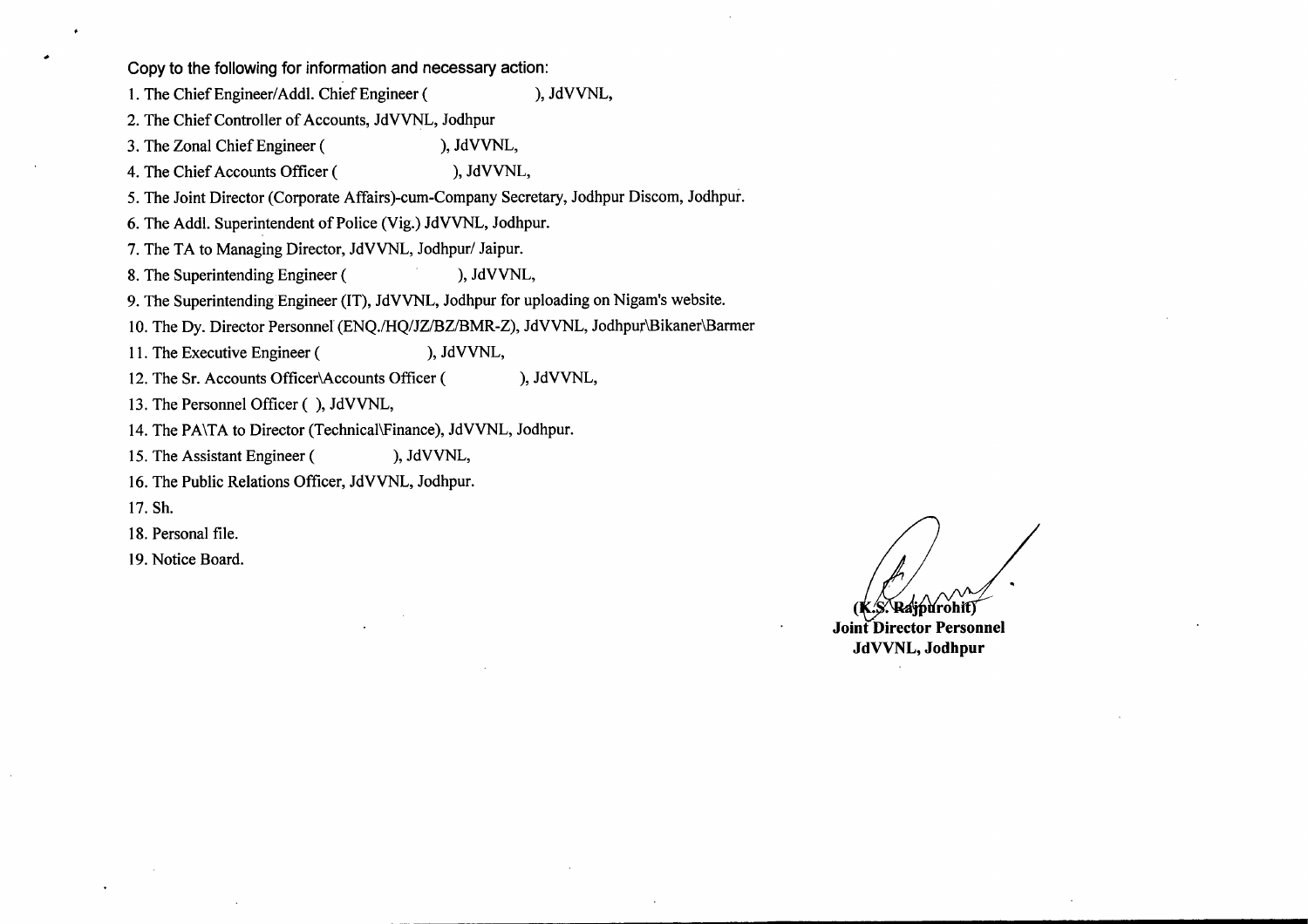Copy to the following for information and necessary action:

1. The Chief Engineer/Addl. Chief Engineer ( ), JdVVNL,
2. The Chief Controller of Accounts, JdVVNL, Jodhpur
3. The Zonal Chief Engineer ( ), JdVVNL,
4. The Chief Accounts Officer ( ), JdVVNL,
5. The Joint Director (Corporate Affairs)-cum-Company Secretary, Jodhpur Discom, Jodhpur.
6. The Addl. Superintendent of Police (Vig.) JdVVNL, Jodhpur.
7. The TA to Managing Director, JdVVNL, Jodhpur/ Jaipur.
8. The Superintending Engineer ( ), JdVVNL,
9. The Superintending Engineer (IT), JdVVNL, Jodhpur for uploading on Nigam's website.
10. The Dy. Director Personnel (ENQ./HQ/JZ/BZ/BMR-Z), JdVVNL, Jodhpur\Bikaner\Barmer
11. The Executive Engineer ( ), JdVVNL,
12. The Sr. Accounts Officer\Accounts Officer ( ), JdVVNL,
13. The Personnel Officer ( ), JdVVNL,
14. The PA\TA to Director (Technical\Finance), JdVVNL, Jodhpur.
15. The Assistant Engineer ( ), JdVVNL,
16. The Public Relations Officer, JdVVNL, Jodhpur.
17. Sh.
18. Personal file.
19. Notice Board.

(K.S. Rajpurohit)
**Joint Director Personnel**
**JdVVNL, Jodhpur**